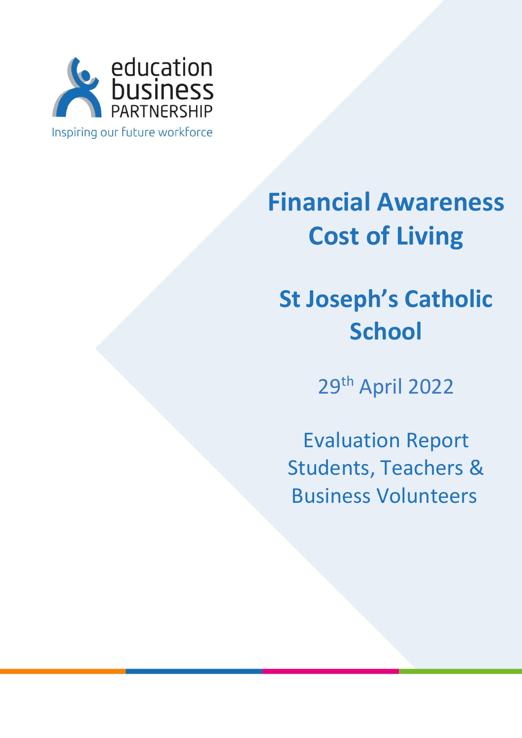education business PARTNERSHIP

Inspiring our future workforce

# Financial Awareness Cost of Living

## St Joseph's Catholic School

29th April 2022

Evaluation Report
Students, Teachers & Business Volunteers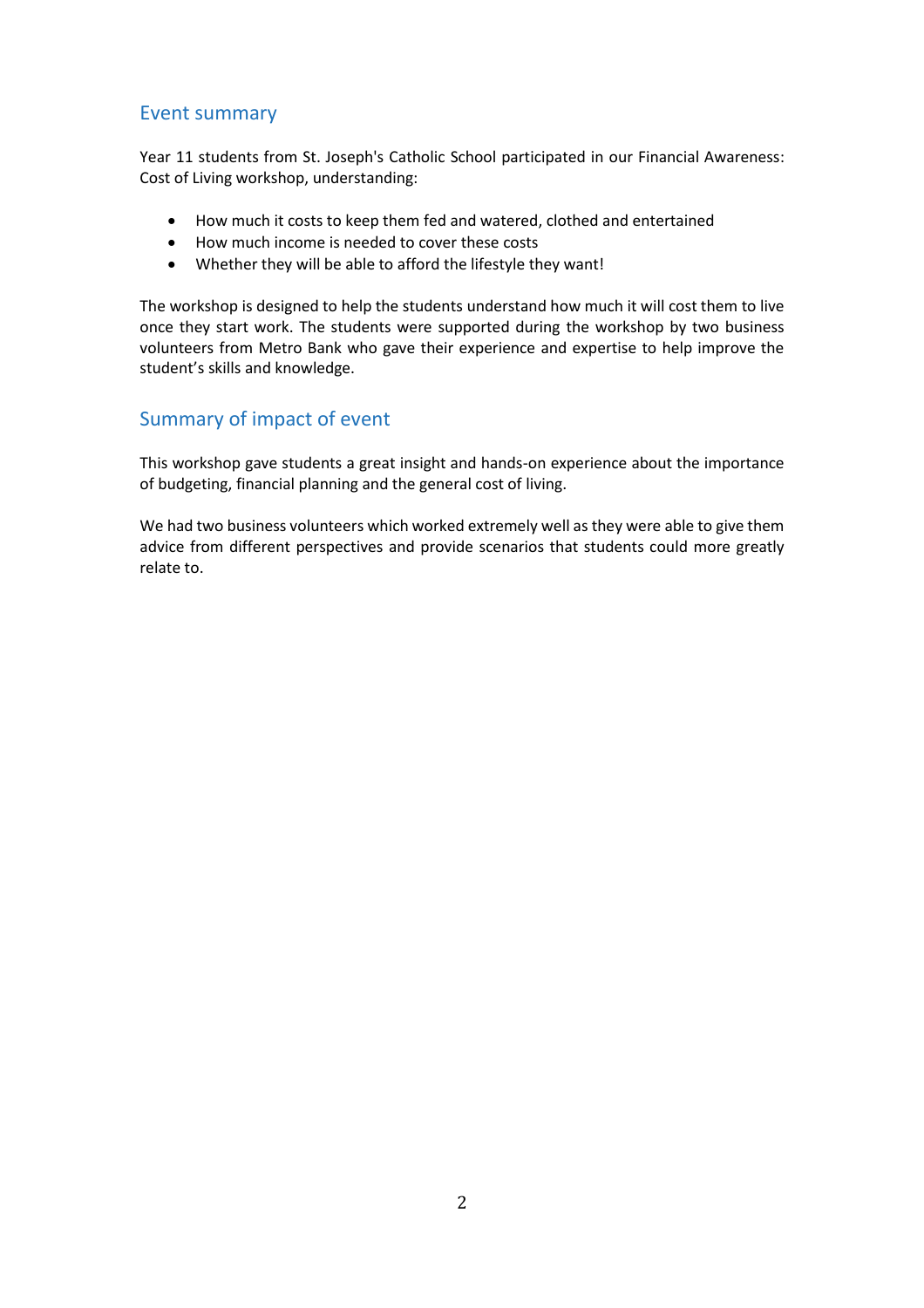## Event summary

Year 11 students from St. Joseph's Catholic School participated in our Financial Awareness: Cost of Living workshop, understanding:

- How much it costs to keep them fed and watered, clothed and entertained
- How much income is needed to cover these costs
- Whether they will be able to afford the lifestyle they want!

The workshop is designed to help the students understand how much it will cost them to live once they start work. The students were supported during the workshop by two business volunteers from Metro Bank who gave their experience and expertise to help improve the student's skills and knowledge.

## Summary of impact of event

This workshop gave students a great insight and hands-on experience about the importance of budgeting, financial planning and the general cost of living.

We had two business volunteers which worked extremely well as they were able to give them advice from different perspectives and provide scenarios that students could more greatly relate to.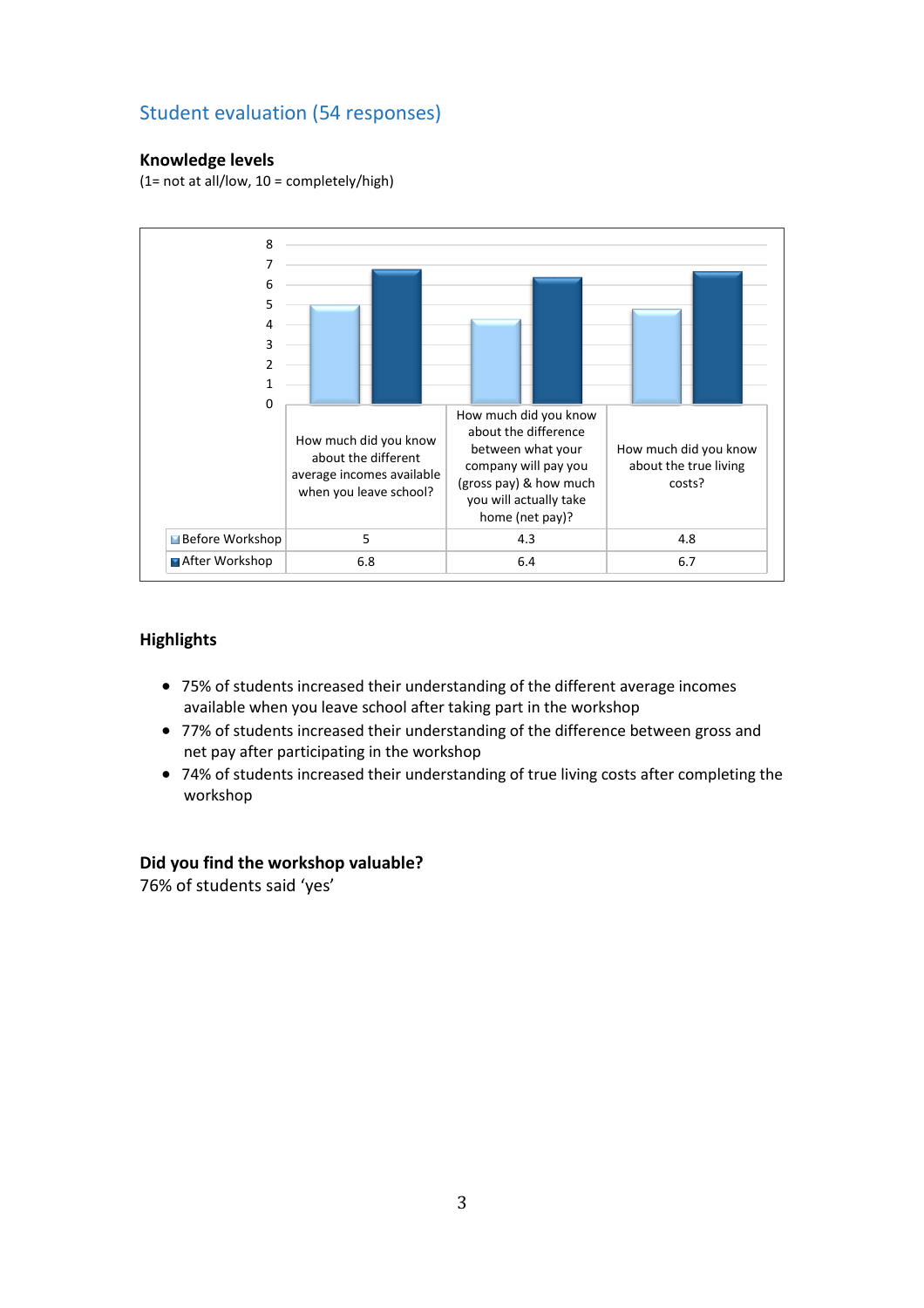## Student evaluation (54 responses)

**Knowledge levels**

(1= not at all/low, 10 = completely/high)

8
7
6
5
4
3
2
1
0

How much did you know about the different average incomes available when you leave school?

How much did you know about the difference between what your company will pay you (gross pay) & how much you will actually take home (net pay)?

How much did you know about the true living costs?

Before Workshop 5 4.3 4.8

After Workshop 6.8 6.4 6.7

**Highlights**

- 75% of students increased their understanding of the different average incomes available when you leave school after taking part in the workshop
- 77% of students increased their understanding of the difference between gross and net pay after participating in the workshop
- 74% of students increased their understanding of true living costs after completing the workshop

**Did you find the workshop valuable?**

76% of students said 'yes'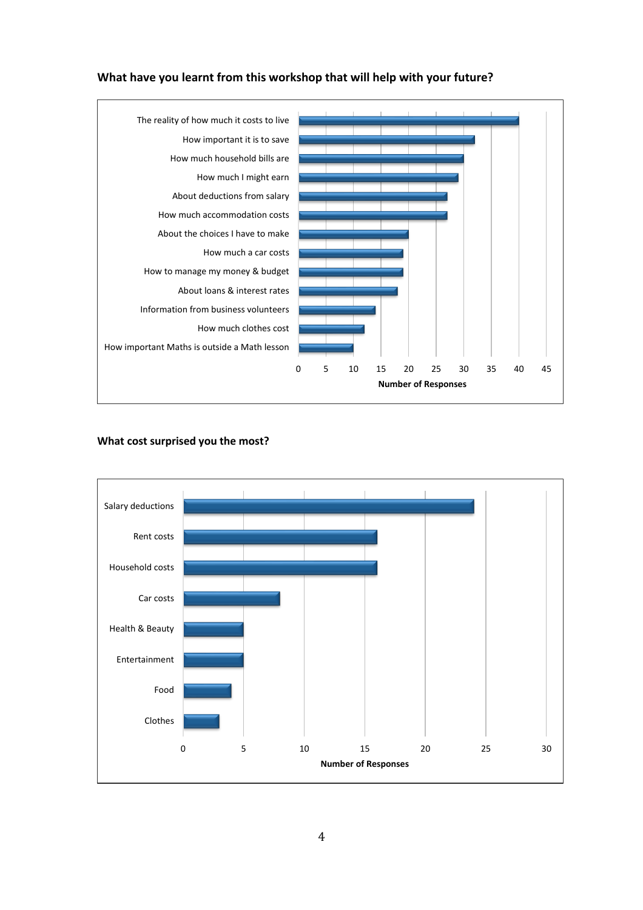**What have you learnt from this workshop that will help with your future?**

The reality of how much it costs to live
How important it is to save
How much household bills are
How much I might earn
About deductions from salary
How much accommodation costs
About the choices I have to make
How much a car costs
How to manage my money & budget
About loans & interest rates
Information from business volunteers
How much clothes cost
How important Maths is outside a Math lesson

0 5 10 15 20 25 30 35 40 45

Number of Responses

**What cost surprised you the most?**

Salary deductions
Rent costs
Household costs
Car costs
Health & Beauty
Entertainment
Food
Clothes

0 5 10 15 20 25 30

Number of Responses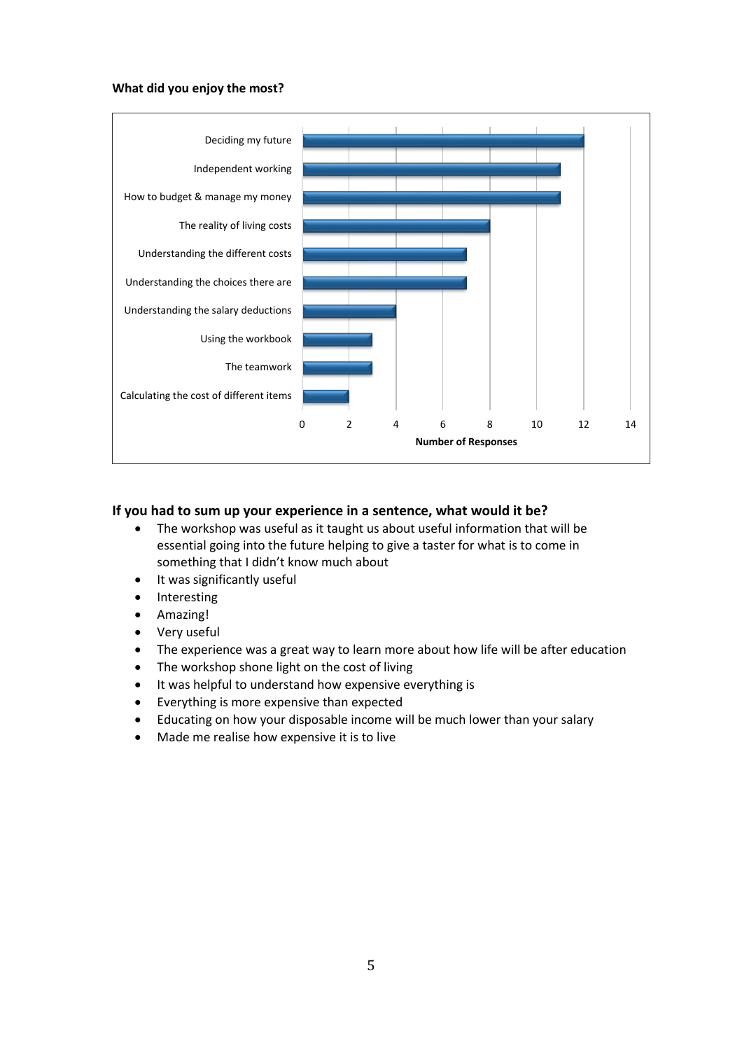**What did you enjoy the most?**

| Response | Number of Responses |
|---|---|
| Deciding my future | 12 |
| Independent working | 11 |
| How to budget & manage my money | 11 |
| The reality of living costs | 8 |
| Understanding the different costs | 7 |
| Understanding the choices there are | 7 |
| Understanding the salary deductions | 4 |
| Using the workbook | 3 |
| The teamwork | 3 |
| Calculating the cost of different items | 2 |

**If you had to sum up your experience in a sentence, what would it be?**

- The workshop was useful as it taught us about useful information that will be essential going into the future helping to give a taster for what is to come in something that I didn't know much about
- It was significantly useful
- Interesting
- Amazing!
- Very useful
- The experience was a great way to learn more about how life will be after education
- The workshop shone light on the cost of living
- It was helpful to understand how expensive everything is
- Everything is more expensive than expected
- Educating on how your disposable income will be much lower than your salary
- Made me realise how expensive it is to live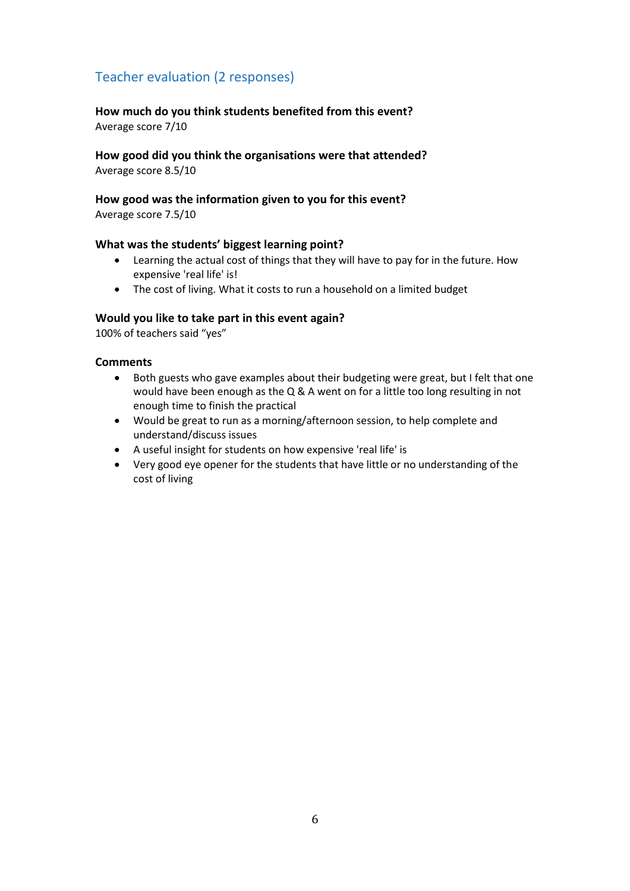## Teacher evaluation (2 responses)

**How much do you think students benefited from this event?**
Average score 7/10

**How good did you think the organisations were that attended?**
Average score 8.5/10

**How good was the information given to you for this event?**
Average score 7.5/10

**What was the students' biggest learning point?**

- Learning the actual cost of things that they will have to pay for in the future. How expensive 'real life' is!
- The cost of living. What it costs to run a household on a limited budget

**Would you like to take part in this event again?**
100% of teachers said "yes"

**Comments**

- Both guests who gave examples about their budgeting were great, but I felt that one would have been enough as the Q & A went on for a little too long resulting in not enough time to finish the practical
- Would be great to run as a morning/afternoon session, to help complete and understand/discuss issues
- A useful insight for students on how expensive 'real life' is
- Very good eye opener for the students that have little or no understanding of the cost of living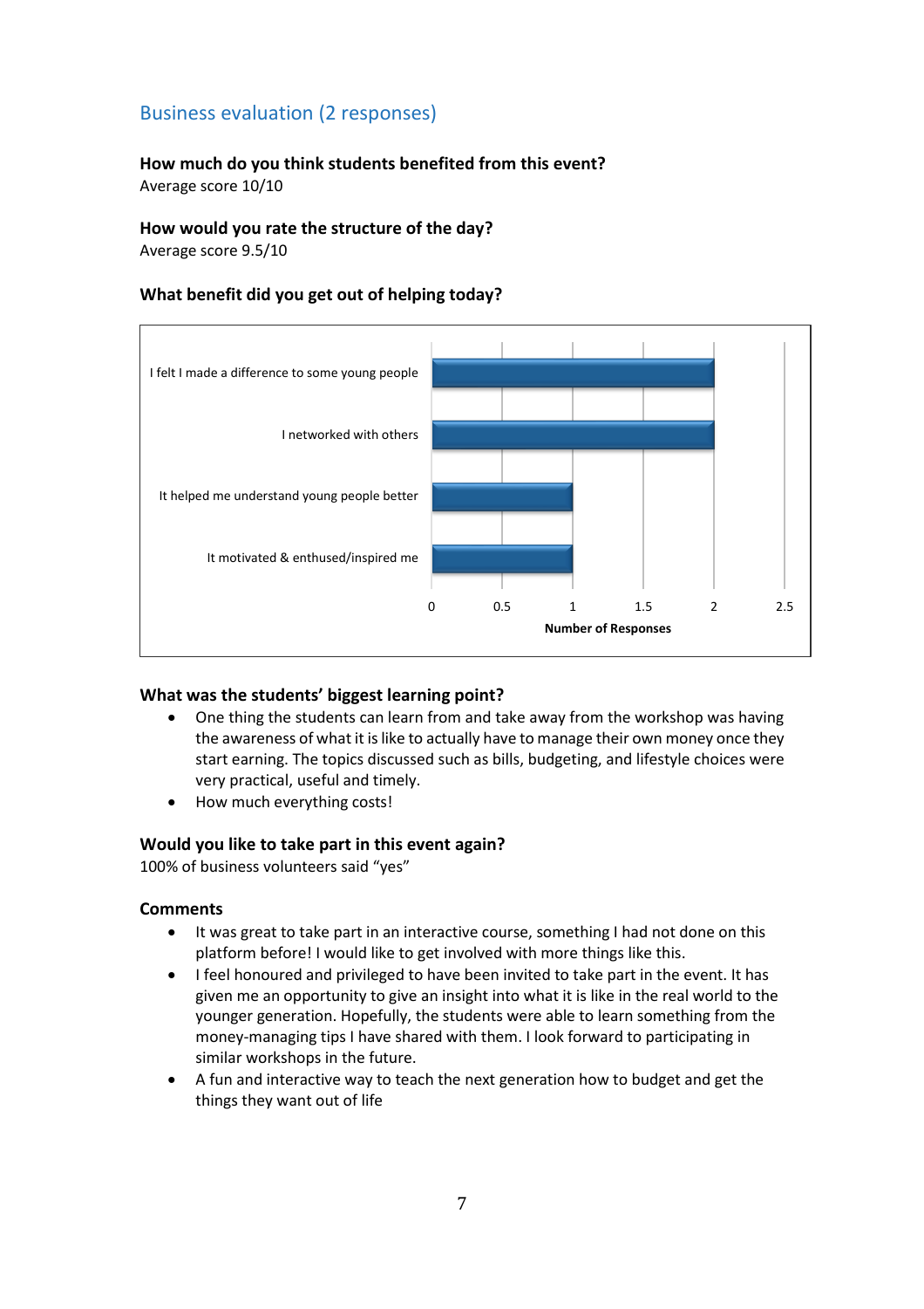## Business evaluation (2 responses)

**How much do you think students benefited from this event?**
Average score 10/10

**How would you rate the structure of the day?**
Average score 9.5/10

**What benefit did you get out of helping today?**

I felt I made a difference to some young people

I networked with others

It helped me understand young people better

It motivated & enthused/inspired me

0 0.5 1 1.5 2 2.5

Number of Responses

**What was the students' biggest learning point?**

- One thing the students can learn from and take away from the workshop was having the awareness of what it is like to actually have to manage their own money once they start earning. The topics discussed such as bills, budgeting, and lifestyle choices were very practical, useful and timely.
- How much everything costs!

**Would you like to take part in this event again?**
100% of business volunteers said "yes"

**Comments**

- It was great to take part in an interactive course, something I had not done on this platform before! I would like to get involved with more things like this.
- I feel honoured and privileged to have been invited to take part in the event. It has given me an opportunity to give an insight into what it is like in the real world to the younger generation. Hopefully, the students were able to learn something from the money-managing tips I have shared with them. I look forward to participating in similar workshops in the future.
- A fun and interactive way to teach the next generation how to budget and get the things they want out of life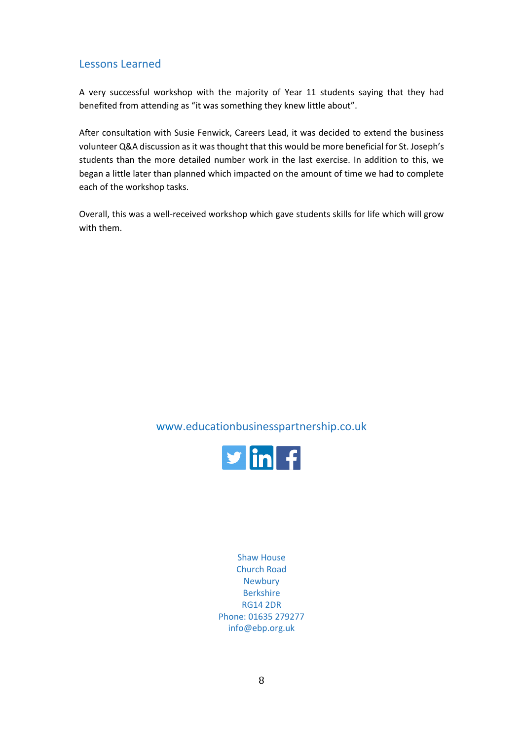## Lessons Learned

A very successful workshop with the majority of Year 11 students saying that they had benefited from attending as "it was something they knew little about".

After consultation with Susie Fenwick, Careers Lead, it was decided to extend the business volunteer Q&A discussion as it was thought that this would be more beneficial for St. Joseph's students than the more detailed number work in the last exercise. In addition to this, we began a little later than planned which impacted on the amount of time we had to complete each of the workshop tasks.

Overall, this was a well-received workshop which gave students skills for life which will grow with them.

www.educationbusinesspartnership.co.uk

Shaw House
Church Road
Newbury
Berkshire
RG14 2DR
Phone: 01635 279277
info@ebp.org.uk